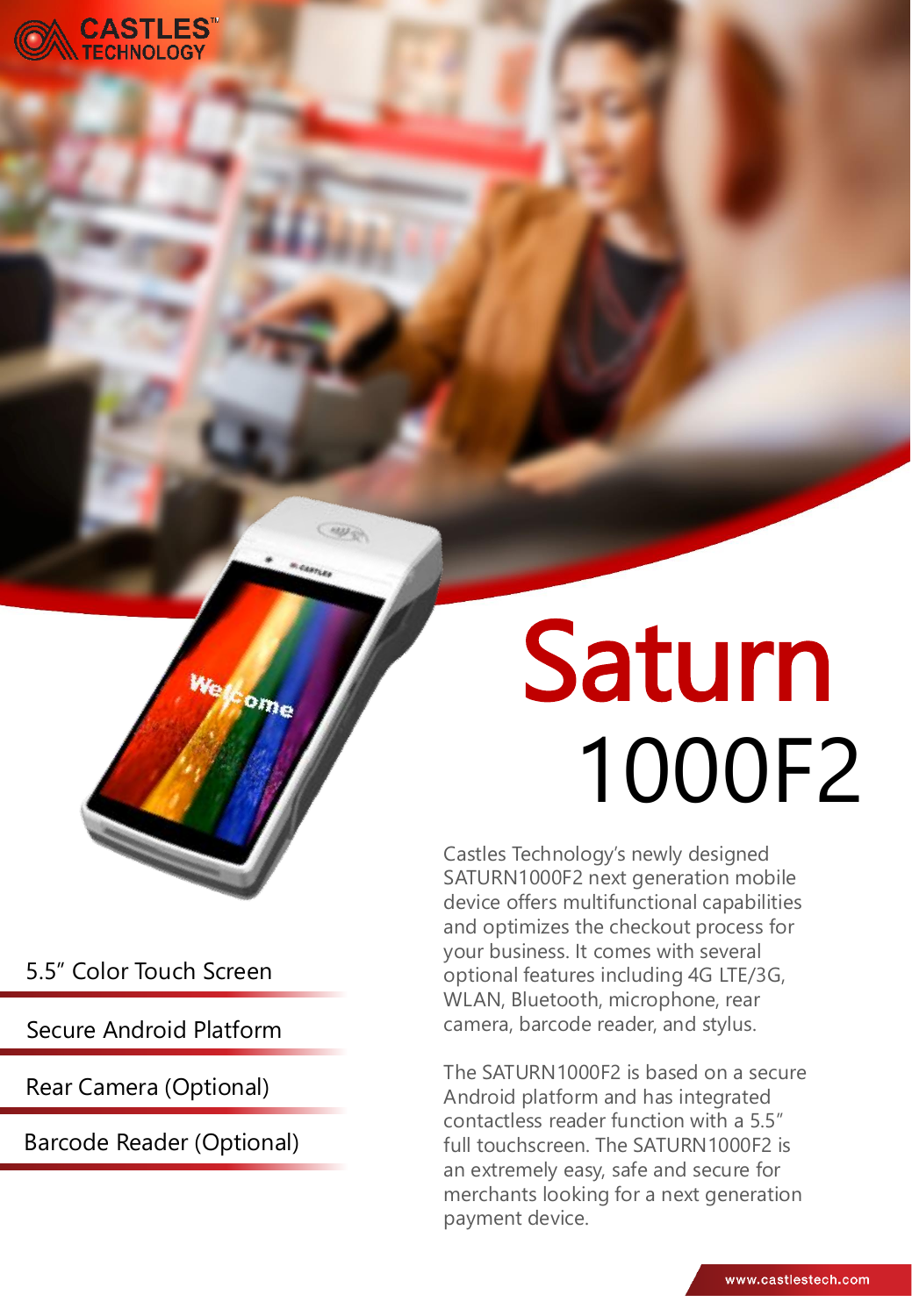CASTLES TECHNOLOGY

# Saturn 1000F2

- 5.5″ Color Touch Screen
- Secure Android Platform
- Rear Camera (Optional)
- Barcode Reader (Optional)

Castles Technology's newly designed SATURN1000F2 next generation mobile device offers multifunctional capabilities and optimizes the checkout process for your business. It comes with several optional features including 4G LTE/3G, WLAN, Bluetooth, microphone, rear camera, barcode reader, and stylus.

The SATURN1000F2 is based on a secure Android platform and has integrated contactless reader function with a 5.5″ full touchscreen. The SATURN1000F2 is an extremely easy, safe and secure for merchants looking for a next generation payment device.

www.castlestech.com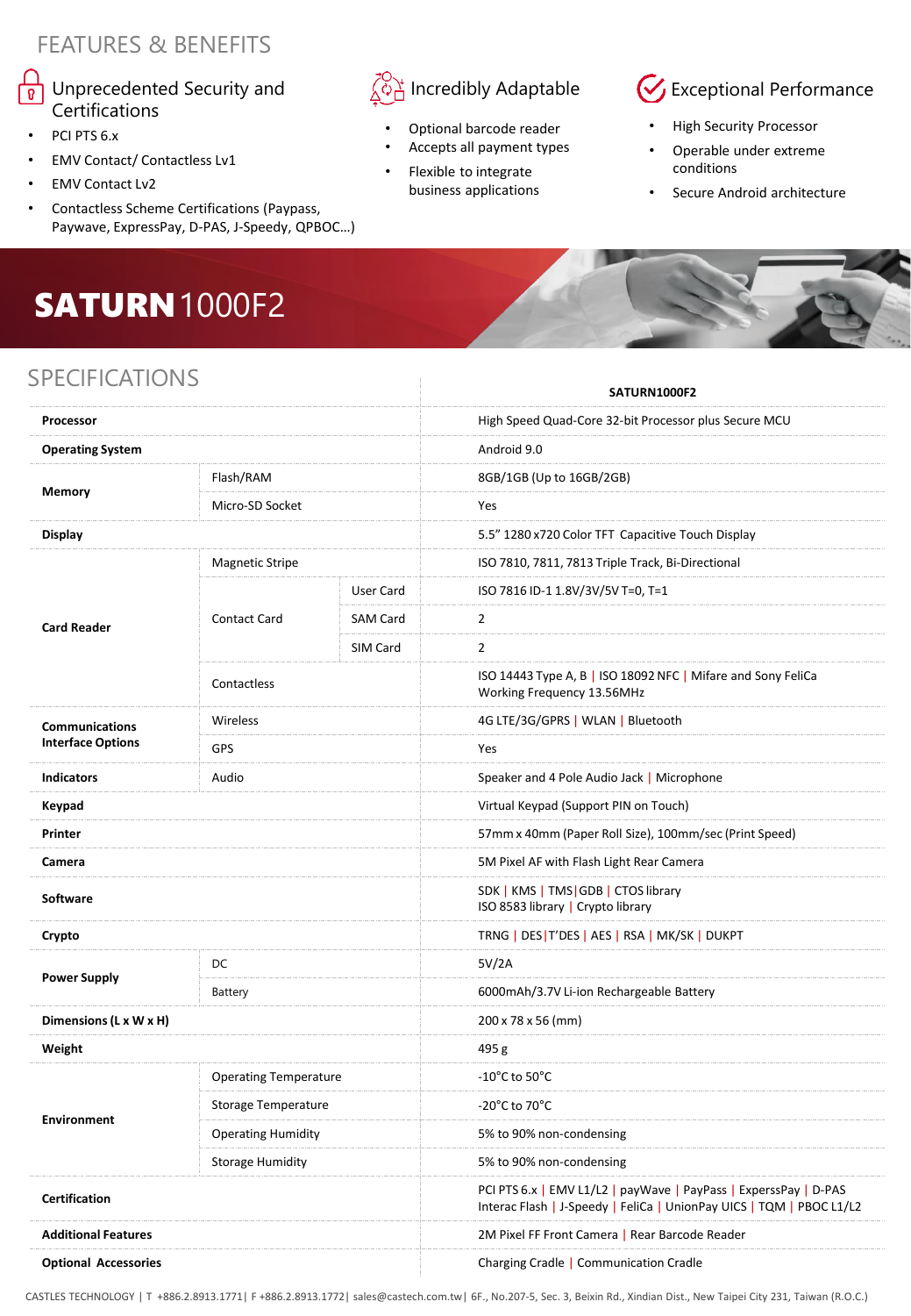## FEATURES & BENEFITS

### Unprecedented Security and Certifications

- PCI PTS 6.x
- EMV Contact/ Contactless Lv1
- EMV Contact Lv2
- Contactless Scheme Certifications (Paypass, Paywave, ExpressPay, D-PAS, J-Speedy, QPBOC…)

### Incredibly Adaptable

- Optional barcode reader
- Accepts all payment types
- Flexible to integrate business applications

### Exceptional Performance

- High Security Processor
- Operable under extreme conditions
- Secure Android architecture

# SATURN 1000F2

## SPECIFICATIONS

| | | | SATURN1000F2 |
|---|---|---|---|
| **Processor** | | | High Speed Quad-Core 32-bit Processor plus Secure MCU |
| **Operating System** | | | Android 9.0 |
| **Memory** | Flash/RAM | | 8GB/1GB (Up to 16GB/2GB) |
| | Micro-SD Socket | | Yes |
| **Display** | | | 5.5" 1280 x720 Color TFT Capacitive Touch Display |
| **Card Reader** | Magnetic Stripe | | ISO 7810, 7811, 7813 Triple Track, Bi-Directional |
| | Contact Card | User Card | ISO 7816 ID-1 1.8V/3V/5V T=0, T=1 |
| | | SAM Card | 2 |
| | | SIM Card | 2 |
| | Contactless | | ISO 14443 Type A, B \| ISO 18092 NFC \| Mifare and Sony FeliCa Working Frequency 13.56MHz |
| **Communications Interface Options** | Wireless | | 4G LTE/3G/GPRS \| WLAN \| Bluetooth |
| | GPS | | Yes |
| **Indicators** | Audio | | Speaker and 4 Pole Audio Jack \| Microphone |
| **Keypad** | | | Virtual Keypad (Support PIN on Touch) |
| **Printer** | | | 57mm x 40mm (Paper Roll Size), 100mm/sec (Print Speed) |
| **Camera** | | | 5M Pixel AF with Flash Light Rear Camera |
| **Software** | | | SDK \| KMS \| TMS\|GDB \| CTOS library ISO 8583 library \| Crypto library |
| **Crypto** | | | TRNG \| DES\|T'DES \| AES \| RSA \| MK/SK \| DUKPT |
| **Power Supply** | DC | | 5V/2A |
| | Battery | | 6000mAh/3.7V Li-ion Rechargeable Battery |
| **Dimensions (L x W x H)** | | | 200 x 78 x 56 (mm) |
| **Weight** | | | 495 g |
| **Environment** | Operating Temperature | | -10°C to 50°C |
| | Storage Temperature | | -20°C to 70°C |
| | Operating Humidity | | 5% to 90% non-condensing |
| | Storage Humidity | | 5% to 90% non-condensing |
| **Certification** | | | PCI PTS 6.x \| EMV L1/L2 \| payWave \| PayPass \| ExpersPay \| D-PAS Interac Flash \| J-Speedy \| FeliCa \| UnionPay UICS \| TQM \| PBOC L1/L2 |
| **Additional Features** | | | 2M Pixel FF Front Camera \| Rear Barcode Reader |
| **Optional Accessories** | | | Charging Cradle \| Communication Cradle |

CASTLES TECHNOLOGY | T +886.2.8913.1771| F +886.2.8913.1772| sales@castech.com.tw| 6F., No.207-5, Sec. 3, Beixin Rd., Xindian Dist., New Taipei City 231, Taiwan (R.O.C.)